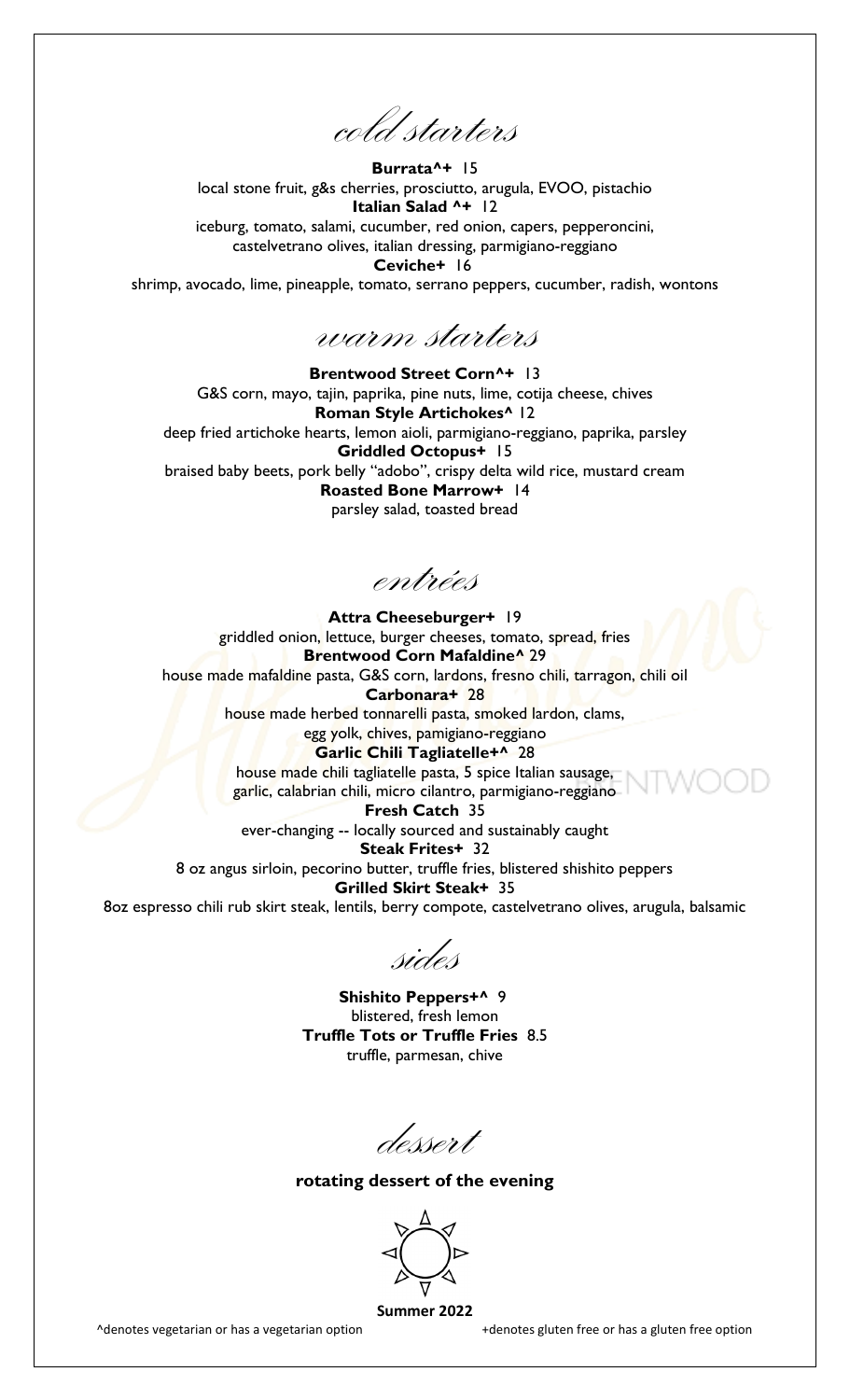## *cold starters*

**Burrata^+** 15
local stone fruit, g&s cherries, prosciutto, arugula, EVOO, pistachio

**Italian Salad ^+** 12
iceburg, tomato, salami, cucumber, red onion, capers, pepperoncini, castelvetrano olives, italian dressing, parmigiano-reggiano

**Ceviche+** 16
shrimp, avocado, lime, pineapple, tomato, serrano peppers, cucumber, radish, wontons

## *warm starters*

**Brentwood Street Corn^+** 13
G&S corn, mayo, tajin, paprika, pine nuts, lime, cotija cheese, chives

**Roman Style Artichokes^** 12
deep fried artichoke hearts, lemon aioli, parmigiano-reggiano, paprika, parsley

**Griddled Octopus+** 15
braised baby beets, pork belly "adobo", crispy delta wild rice, mustard cream

**Roasted Bone Marrow+** 14
parsley salad, toasted bread

## *entrées*

**Attra Cheeseburger+** 19
griddled onion, lettuce, burger cheeses, tomato, spread, fries

**Brentwood Corn Mafaldine^** 29
house made mafaldine pasta, G&S corn, lardons, fresno chili, tarragon, chili oil

**Carbonara+** 28
house made herbed tonnarelli pasta, smoked lardon, clams, egg yolk, chives, pamigiano-reggiano

**Garlic Chili Tagliatelle+^** 28
house made chili tagliatelle pasta, 5 spice Italian sausage, garlic, calabrian chili, micro cilantro, parmigiano-reggiano

**Fresh Catch** 35
ever-changing -- locally sourced and sustainably caught

**Steak Frites+** 32
8 oz angus sirloin, pecorino butter, truffle fries, blistered shishito peppers

**Grilled Skirt Steak+** 35
8oz espresso chili rub skirt steak, lentils, berry compote, castelvetrano olives, arugula, balsamic

## *sides*

**Shishito Peppers+^** 9
blistered, fresh lemon

**Truffle Tots or Truffle Fries** 8.5
truffle, parmesan, chive

## *dessert*

**rotating dessert of the evening**

**Summer 2022**

^denotes vegetarian or has a vegetarian option

+denotes gluten free or has a gluten free option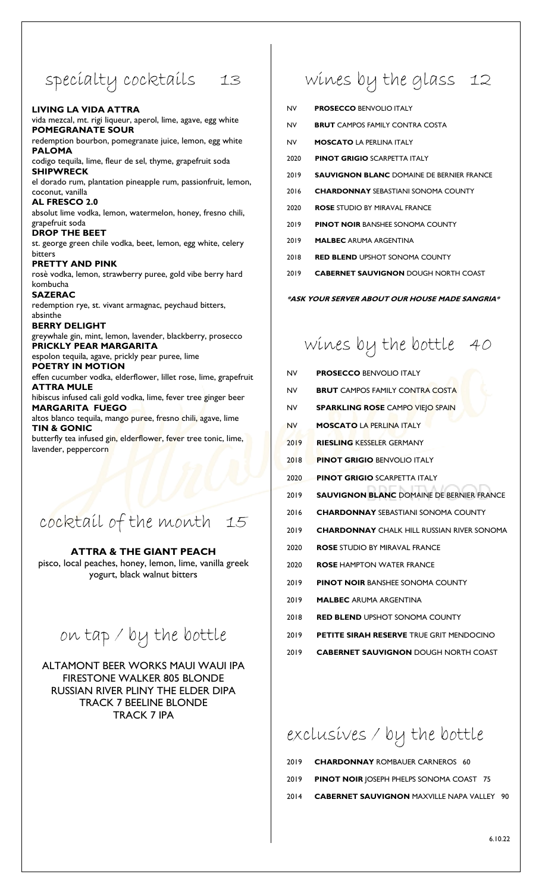## specialty cocktails 13

**LIVING LA VIDA ATTRA**
vida mezcal, mt. rigi liqueur, aperol, lime, agave, egg white

**POMEGRANATE SOUR**
redemption bourbon, pomegranate juice, lemon, egg white

**PALOMA**
codigo tequila, lime, fleur de sel, thyme, grapefruit soda

**SHIPWRECK**
el dorado rum, plantation pineapple rum, passionfruit, lemon, coconut, vanilla

**AL FRESCO 2.0**
absolut lime vodka, lemon, watermelon, honey, fresno chili, grapefruit soda

**DROP THE BEET**
st. george green chile vodka, beet, lemon, egg white, celery bitters

**PRETTY AND PINK**
rosè vodka, lemon, strawberry puree, gold vibe berry hard kombucha

**SAZERAC**
redemption rye, st. vivant armagnac, peychaud bitters, absinthe

**BERRY DELIGHT**
greywhale gin, mint, lemon, lavender, blackberry, prosecco

**PRICKLY PEAR MARGARITA**
espolon tequila, agave, prickly pear puree, lime

**POETRY IN MOTION**
effen cucumber vodka, elderflower, lillet rose, lime, grapefruit

**ATTRA MULE**
hibiscus infused cali gold vodka, lime, fever tree ginger beer

**MARGARITA FUEGO**
altos blanco tequila, mango puree, fresno chili, agave, lime

**TIN & GONIC**
butterfly tea infused gin, elderflower, fever tree tonic, lime, lavender, peppercorn

## cocktail of the month 15

**ATTRA & THE GIANT PEACH**
pisco, local peaches, honey, lemon, lime, vanilla greek yogurt, black walnut bitters

## on tap / by the bottle

ALTAMONT BEER WORKS MAUI WAUI IPA
FIRESTONE WALKER 805 BLONDE
RUSSIAN RIVER PLINY THE ELDER DIPA
TRACK 7 BEELINE BLONDE
TRACK 7 IPA

## wines by the glass 12

- NV **PROSECCO** BENVOLIO ITALY
- NV **BRUT** CAMPOS FAMILY CONTRA COSTA
- NV **MOSCATO** LA PERLINA ITALY
- 2020 **PINOT GRIGIO** SCARPETTA ITALY
- 2019 **SAUVIGNON BLANC** DOMAINE DE BERNIER FRANCE
- 2016 **CHARDONNAY** SEBASTIANI SONOMA COUNTY
- 2020 **ROSE** STUDIO BY MIRAVAL FRANCE
- 2019 **PINOT NOIR** BANSHEE SONOMA COUNTY
- 2019 **MALBEC** ARUMA ARGENTINA
- 2018 **RED BLEND** UPSHOT SONOMA COUNTY
- 2019 **CABERNET SAUVIGNON** DOUGH NORTH COAST

***ASK YOUR SERVER ABOUT OUR HOUSE MADE SANGRIA***

## wines by the bottle 40

- NV **PROSECCO** BENVOLIO ITALY
- NV **BRUT** CAMPOS FAMILY CONTRA COSTA
- NV **SPARKLING ROSE** CAMPO VIEJO SPAIN
- NV **MOSCATO** LA PERLINA ITALY
- 2019 **RIESLING** KESSELER GERMANY
- 2018 **PINOT GRIGIO** BENVOLIO ITALY
- 2020 **PINOT GRIGIO** SCARPETTA ITALY
- 2019 **SAUVIGNON BLANC** DOMAINE DE BERNIER FRANCE
- 2016 **CHARDONNAY** SEBASTIANI SONOMA COUNTY
- 2019 **CHARDONNAY** CHALK HILL RUSSIAN RIVER SONOMA
- 2020 **ROSE** STUDIO BY MIRAVAL FRANCE
- 2020 **ROSE** HAMPTON WATER FRANCE
- 2019 **PINOT NOIR** BANSHEE SONOMA COUNTY
- 2019 **MALBEC** ARUMA ARGENTINA
- 2018 **RED BLEND** UPSHOT SONOMA COUNTY
- 2019 **PETITE SIRAH RESERVE** TRUE GRIT MENDOCINO
- 2019 **CABERNET SAUVIGNON** DOUGH NORTH COAST

## exclusives / by the bottle

- 2019 **CHARDONNAY** ROMBAUER CARNEROS 60
- 2019 **PINOT NOIR** JOSEPH PHELPS SONOMA COAST 75
- 2014 **CABERNET SAUVIGNON** MAXVILLE NAPA VALLEY 90

6.10.22